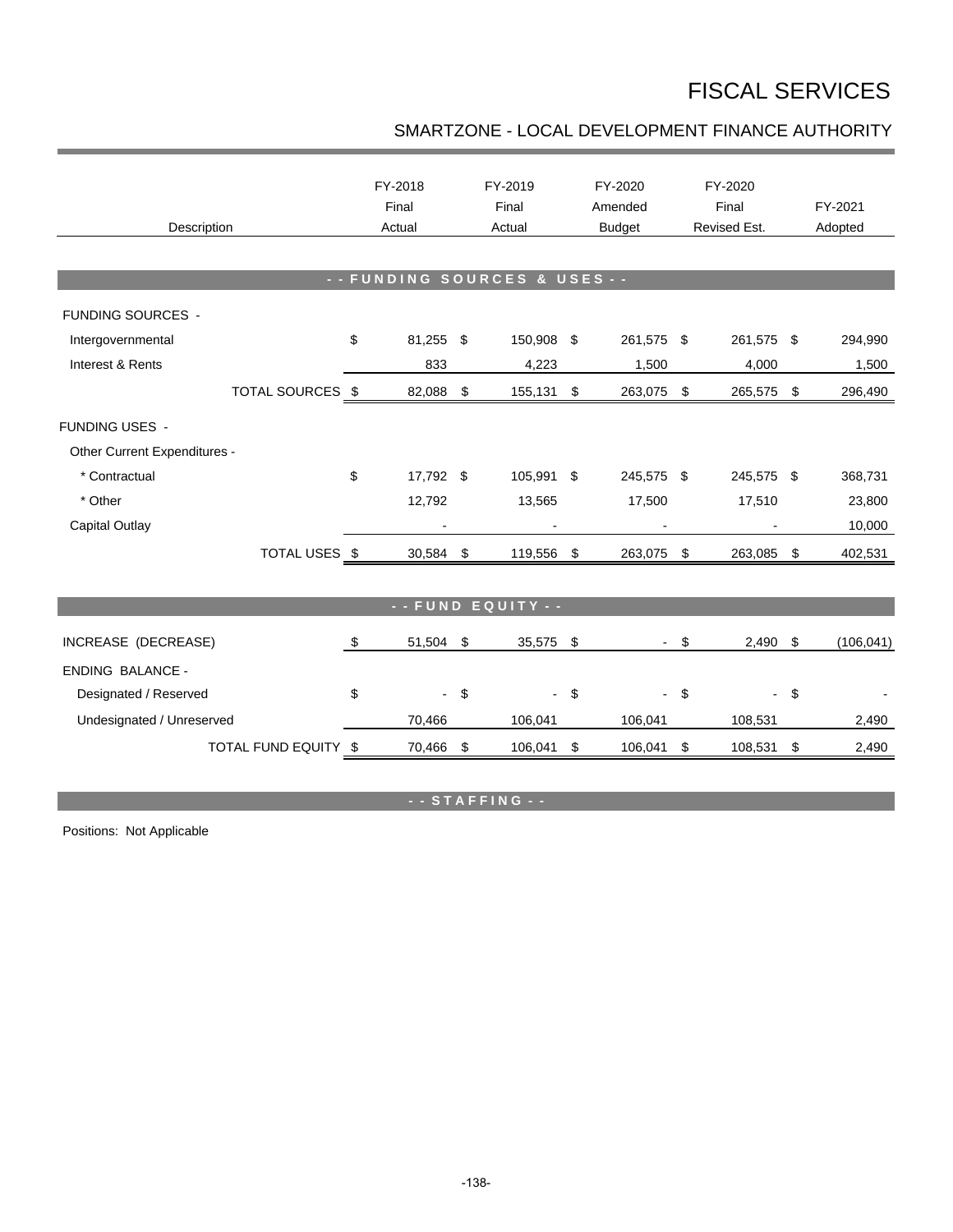# FISCAL SERVICES

## SMARTZONE - LOCAL DEVELOPMENT FINANCE AUTHORITY

| Description | FY-2018 Final Actual | FY-2019 Final Actual | FY-2020 Amended Budget | FY-2020 Final Revised Est. | FY-2021 Adopted |
|---|---|---|---|---|---|
| **- - FUNDING SOURCES & USES - -** | | | | | |
| FUNDING SOURCES - | | | | | |
| Intergovernmental | $ 81,255 | $ 150,908 | $ 261,575 | $ 261,575 | $ 294,990 |
| Interest & Rents | 833 | 4,223 | 1,500 | 4,000 | 1,500 |
| TOTAL SOURCES | $ 82,088 | $ 155,131 | $ 263,075 | $ 265,575 | $ 296,490 |
| FUNDING USES - | | | | | |
| Other Current Expenditures - | | | | | |
| * Contractual | $ 17,792 | $ 105,991 | $ 245,575 | $ 245,575 | $ 368,731 |
| * Other | 12,792 | 13,565 | 17,500 | 17,510 | 23,800 |
| Capital Outlay | - | - | - | - | 10,000 |
| TOTAL USES | $ 30,584 | $ 119,556 | $ 263,075 | $ 263,085 | $ 402,531 |
| **- - FUND EQUITY - -** | | | | | |
| INCREASE (DECREASE) | $ 51,504 | $ 35,575 | $ - | $ 2,490 | $ (106,041) |
| ENDING BALANCE - | | | | | |
| Designated / Reserved | $ - | $ - | $ - | $ - | $ - |
| Undesignated / Unreserved | 70,466 | 106,041 | 106,041 | 108,531 | 2,490 |
| TOTAL FUND EQUITY | $ 70,466 | $ 106,041 | $ 106,041 | $ 108,531 | $ 2,490 |

**- - STAFFING - -**

Positions: Not Applicable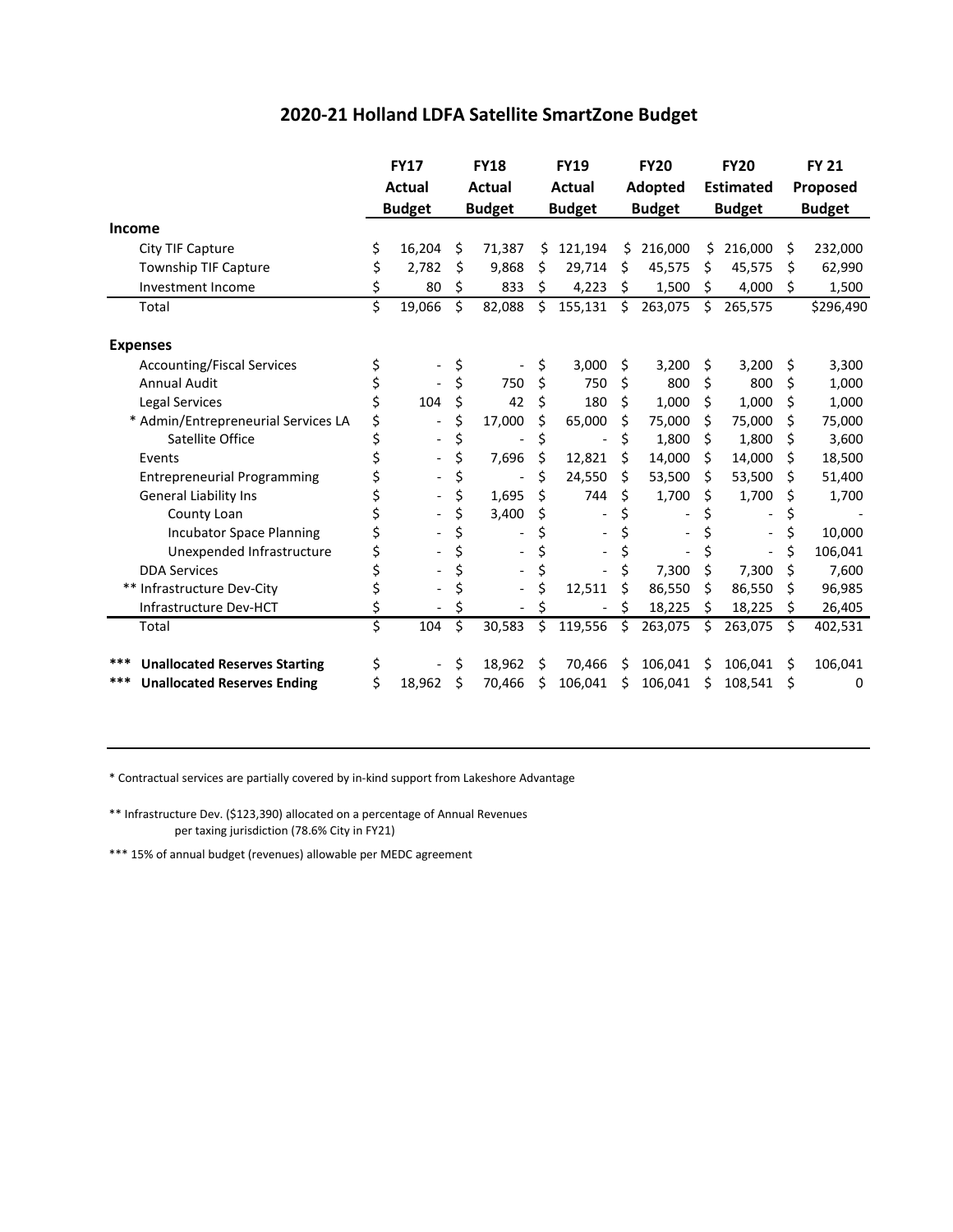## 2020-21 Holland LDFA Satellite SmartZone Budget

| | FY17 Actual Budget | FY18 Actual Budget | FY19 Actual Budget | FY20 Adopted Budget | FY20 Estimated Budget | FY 21 Proposed Budget |
|---|---|---|---|---|---|---|
| **Income** | | | | | | |
| City TIF Capture | $ 16,204 | $ 71,387 | $ 121,194 | $ 216,000 | $ 216,000 | $ 232,000 |
| Township TIF Capture | $ 2,782 | $ 9,868 | $ 29,714 | $ 45,575 | $ 45,575 | $ 62,990 |
| Investment Income | $ 80 | $ 833 | $ 4,223 | $ 1,500 | $ 4,000 | $ 1,500 |
| Total | $ 19,066 | $ 82,088 | $ 155,131 | $ 263,075 | $ 265,575 | $296,490 |
| **Expenses** | | | | | | |
| Accounting/Fiscal Services | $ - | $ - | $ 3,000 | $ 3,200 | $ 3,200 | $ 3,300 |
| Annual Audit | $ - | $ 750 | $ 750 | $ 800 | $ 800 | $ 1,000 |
| Legal Services | $ 104 | $ 42 | $ 180 | $ 1,000 | $ 1,000 | $ 1,000 |
| * Admin/Entrepreneurial Services LA | $ - | $ 17,000 | $ 65,000 | $ 75,000 | $ 75,000 | $ 75,000 |
| Satellite Office | $ - | $ - | $ - | $ 1,800 | $ 1,800 | $ 3,600 |
| Events | $ - | $ 7,696 | $ 12,821 | $ 14,000 | $ 14,000 | $ 18,500 |
| Entrepreneurial Programming | $ - | $ - | $ 24,550 | $ 53,500 | $ 53,500 | $ 51,400 |
| General Liability Ins | $ - | $ 1,695 | $ 744 | $ 1,700 | $ 1,700 | $ 1,700 |
| County Loan | $ - | $ 3,400 | $ - | $ - | $ - | $ - |
| Incubator Space Planning | $ - | $ - | $ - | $ - | $ - | $ 10,000 |
| Unexpended Infrastructure | $ - | $ - | $ - | $ - | $ - | $ 106,041 |
| DDA Services | $ - | $ - | $ - | $ 7,300 | $ 7,300 | $ 7,600 |
| ** Infrastructure Dev-City | $ - | $ - | $ 12,511 | $ 86,550 | $ 86,550 | $ 96,985 |
| Infrastructure Dev-HCT | $ - | $ - | $ - | $ 18,225 | $ 18,225 | $ 26,405 |
| Total | $ 104 | $ 30,583 | $ 119,556 | $ 263,075 | $ 263,075 | $ 402,531 |
| *** **Unallocated Reserves Starting** | $ - | $ 18,962 | $ 70,466 | $ 106,041 | $ 106,041 | $ 106,041 |
| *** **Unallocated Reserves Ending** | $ 18,962 | $ 70,466 | $ 106,041 | $ 106,041 | $ 108,541 | $ 0 |

* Contractual services are partially covered by in-kind support from Lakeshore Advantage

** Infrastructure Dev. ($123,390) allocated on a percentage of Annual Revenues per taxing jurisdiction (78.6% City in FY21)

*** 15% of annual budget (revenues) allowable per MEDC agreement